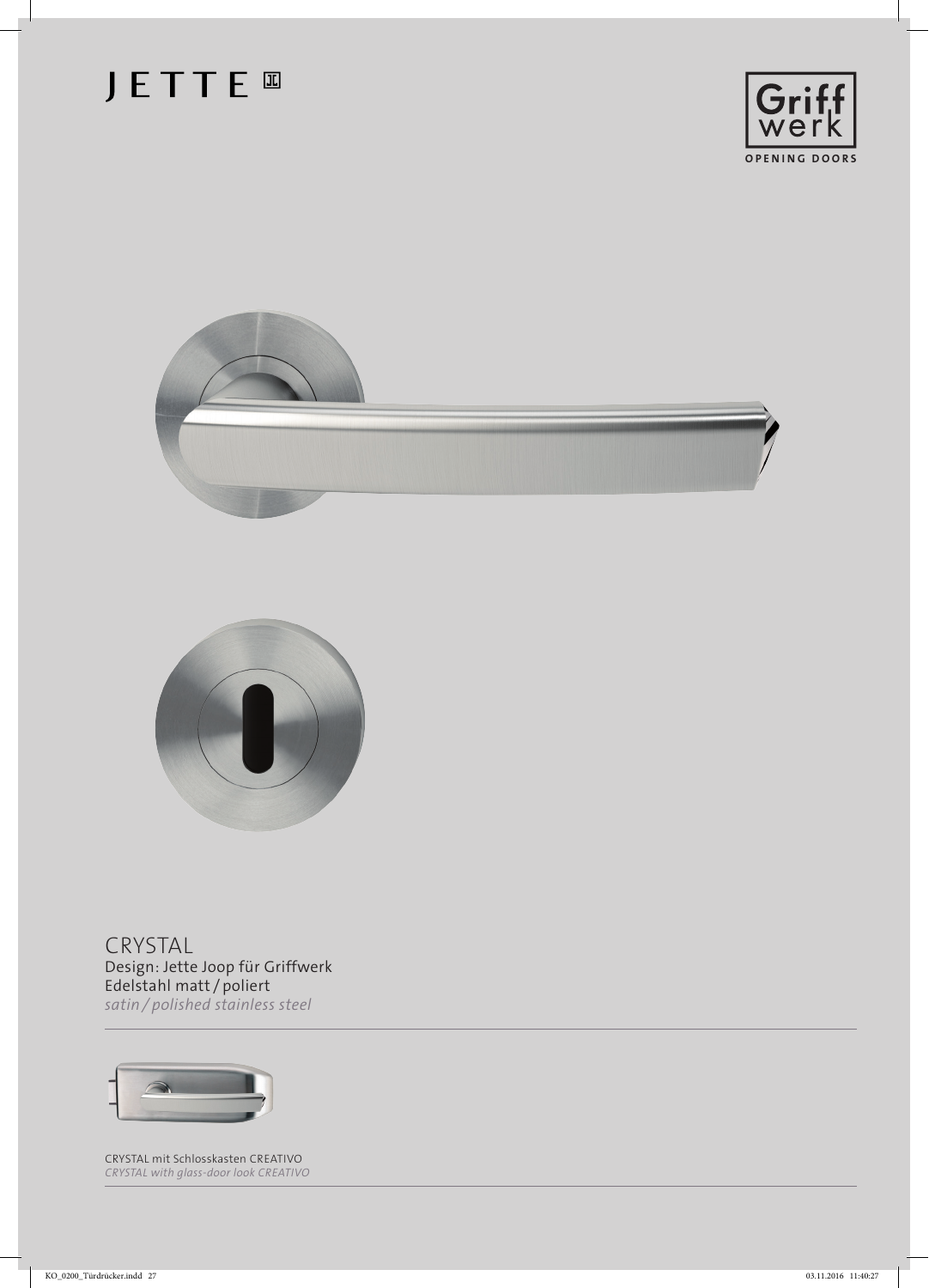JETTE

Griff werk
OPENING DOORS

# CRYSTAL

Design: Jette Joop für Griffwerk
Edelstahl matt / poliert
*satin / polished stainless steel*

---

CRYSTAL mit Schlosskasten CREATIVO
*CRYSTAL with glass-door look CREATIVO*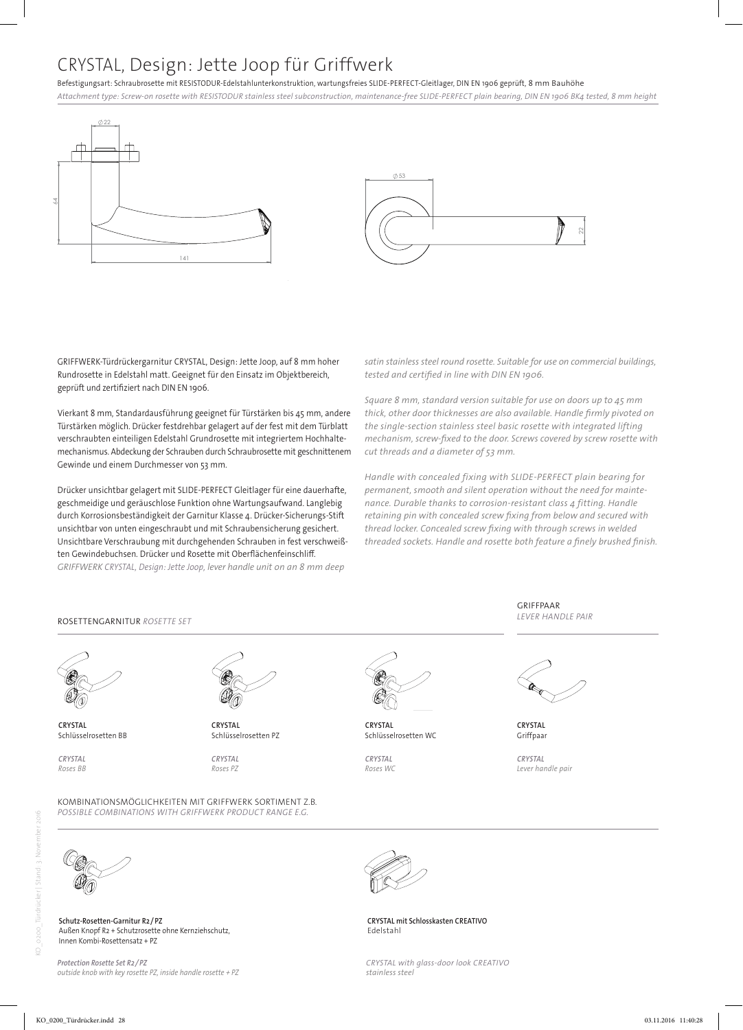# CRYSTAL, Design: Jette Joop für Griffwerk

Befestigungsart: Schraubrosette mit RESISTODUR-Edelstahlunterkonstruktion, wartungsfreies SLIDE-PERFECT-Gleitlager, DIN EN 1906 geprüft, 8 mm Bauhöhe

*Attachment type: Screw-on rosette with RESISTODUR stainless steel subconstruction, maintenance-free SLIDE-PERFECT plain bearing, DIN EN 1906 BK4 tested, 8 mm height*

∅22

64

141

∅53

22

GRIFFWERK-Türdrückergarnitur CRYSTAL, Design: Jette Joop, auf 8 mm hoher Rundrosette in Edelstahl matt. Geeignet für den Einsatz im Objektbereich, geprüft und zertifiziert nach DIN EN 1906.

Vierkant 8 mm, Standardausführung geeignet für Türstärken bis 45 mm, andere Türstärken möglich. Drücker festdrehbar gelagert auf der fest mit dem Türblatt verschraubten einteiligen Edelstahl Grundrosette mit integriertem Hochhaltemechanismus. Abdeckung der Schrauben durch Schraubrosette mit geschnittenem Gewinde und einem Durchmesser von 53 mm.

Drücker unsichtbar gelagert mit SLIDE-PERFECT Gleitlager für eine dauerhafte, geschmeidige und geräuschlose Funktion ohne Wartungsaufwand. Langlebig durch Korrosionsbeständigkeit der Garnitur Klasse 4. Drücker-Sicherungs-Stift unsichtbar von unten eingeschraubt und mit Schraubensicherung gesichert. Unsichtbare Verschraubung mit durchgehenden Schrauben in fest verschweißten Gewindebuchsen. Drücker und Rosette mit Oberflächenfeinschliff.

*GRIFFWERK CRYSTAL, Design: Jette Joop, lever handle unit on an 8 mm deep satin stainless steel round rosette. Suitable for use on commercial buildings, tested and certified in line with DIN EN 1906.*

*Square 8 mm, standard version suitable for use on doors up to 45 mm thick, other door thicknesses are also available. Handle firmly pivoted on the single-section stainless steel basic rosette with integrated lifting mechanism, screw-fixed to the door. Screws covered by screw rosette with cut threads and a diameter of 53 mm.*

*Handle with concealed fixing with SLIDE-PERFECT plain bearing for permanent, smooth and silent operation without the need for maintenance. Durable thanks to corrosion-resistant class 4 fitting. Handle retaining pin with concealed screw fixing from below and secured with thread locker. Concealed screw fixing with through screws in welded threaded sockets. Handle and rosette both feature a finely brushed finish.*

ROSETTENGARNITUR *ROSETTE SET*

**CRYSTAL**
Schlüsselrosetten BB

*CRYSTAL*
*Roses BB*

**CRYSTAL**
Schlüsselrosetten PZ

*CRYSTAL*
*Roses PZ*

**CRYSTAL**
Schlüsselrosetten WC

*CRYSTAL*
*Roses WC*

GRIFFPAAR
*LEVER HANDLE PAIR*

**CRYSTAL**
Griffpaar

*CRYSTAL*
*Lever handle pair*

KOMBINATIONSMÖGLICHKEITEN MIT GRIFFWERK SORTIMENT Z.B.
*POSSIBLE COMBINATIONS WITH GRIFFWERK PRODUCT RANGE E.G.*

**Schutz-Rosetten-Garnitur R2/PZ**
Außen Knopf R2 + Schutzrosette ohne Kernziehschutz,
Innen Kombi-Rosettensatz + PZ

***Protection Rosette Set R2/PZ***
*outside knob with key rosette PZ, inside handle rosette + PZ*

**CRYSTAL mit Schlosskasten CREATIVO**
Edelstahl

*CRYSTAL with glass-door look CREATIVO*
*stainless steel*